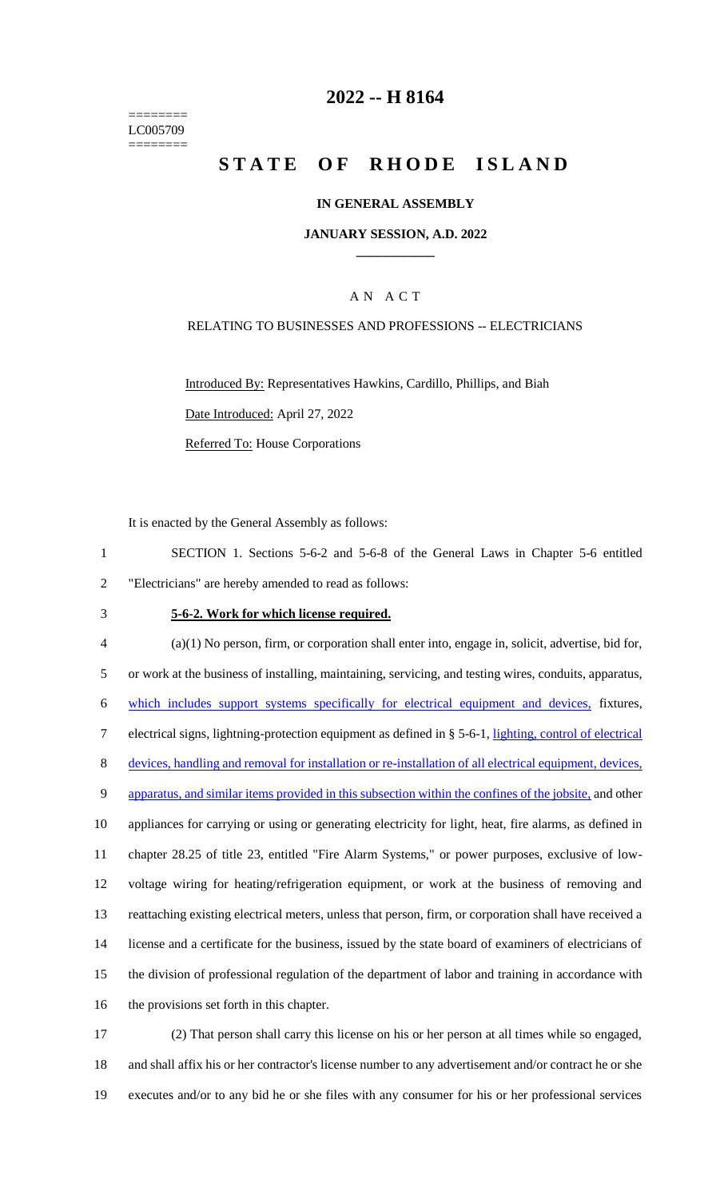========
LC005709
========

# 2022 -- H 8164

# STATE OF RHODE ISLAND

## IN GENERAL ASSEMBLY

### JANUARY SESSION, A.D. 2022

____________

A N A C T

RELATING TO BUSINESSES AND PROFESSIONS -- ELECTRICIANS

Introduced By: Representatives Hawkins, Cardillo, Phillips, and Biah

Date Introduced: April 27, 2022

Referred To: House Corporations

It is enacted by the General Assembly as follows:

SECTION 1. Sections 5-6-2 and 5-6-8 of the General Laws in Chapter 5-6 entitled "Electricians" are hereby amended to read as follows:

**5-6-2. Work for which license required.**

(a)(1) No person, firm, or corporation shall enter into, engage in, solicit, advertise, bid for, or work at the business of installing, maintaining, servicing, and testing wires, conduits, apparatus, <u>which includes support systems specifically for electrical equipment and devices,</u> fixtures, electrical signs, lightning-protection equipment as defined in § 5-6-1, <u>lighting, control of electrical devices, handling and removal for installation or re-installation of all electrical equipment, devices, apparatus, and similar items provided in this subsection within the confines of the jobsite,</u> and other appliances for carrying or using or generating electricity for light, heat, fire alarms, as defined in chapter 28.25 of title 23, entitled "Fire Alarm Systems," or power purposes, exclusive of low-voltage wiring for heating/refrigeration equipment, or work at the business of removing and reattaching existing electrical meters, unless that person, firm, or corporation shall have received a license and a certificate for the business, issued by the state board of examiners of electricians of the division of professional regulation of the department of labor and training in accordance with the provisions set forth in this chapter.

(2) That person shall carry this license on his or her person at all times while so engaged, and shall affix his or her contractor's license number to any advertisement and/or contract he or she executes and/or to any bid he or she files with any consumer for his or her professional services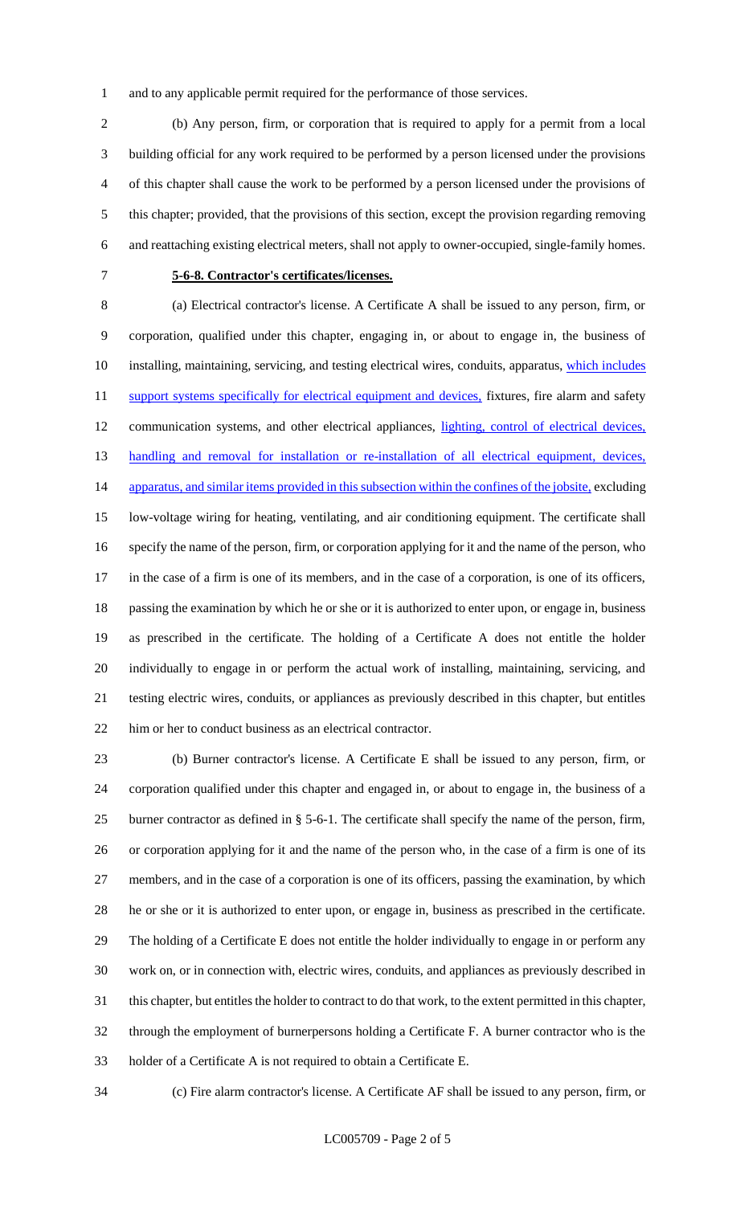and to any applicable permit required for the performance of those services.

(b) Any person, firm, or corporation that is required to apply for a permit from a local building official for any work required to be performed by a person licensed under the provisions of this chapter shall cause the work to be performed by a person licensed under the provisions of this chapter; provided, that the provisions of this section, except the provision regarding removing and reattaching existing electrical meters, shall not apply to owner-occupied, single-family homes.

**5-6-8. Contractor's certificates/licenses.**

(a) Electrical contractor's license. A Certificate A shall be issued to any person, firm, or corporation, qualified under this chapter, engaging in, or about to engage in, the business of installing, maintaining, servicing, and testing electrical wires, conduits, apparatus, which includes support systems specifically for electrical equipment and devices, fixtures, fire alarm and safety communication systems, and other electrical appliances, lighting, control of electrical devices, handling and removal for installation or re-installation of all electrical equipment, devices, apparatus, and similar items provided in this subsection within the confines of the jobsite, excluding low-voltage wiring for heating, ventilating, and air conditioning equipment. The certificate shall specify the name of the person, firm, or corporation applying for it and the name of the person, who in the case of a firm is one of its members, and in the case of a corporation, is one of its officers, passing the examination by which he or she or it is authorized to enter upon, or engage in, business as prescribed in the certificate. The holding of a Certificate A does not entitle the holder individually to engage in or perform the actual work of installing, maintaining, servicing, and testing electric wires, conduits, or appliances as previously described in this chapter, but entitles him or her to conduct business as an electrical contractor.

(b) Burner contractor's license. A Certificate E shall be issued to any person, firm, or corporation qualified under this chapter and engaged in, or about to engage in, the business of a burner contractor as defined in § 5-6-1. The certificate shall specify the name of the person, firm, or corporation applying for it and the name of the person who, in the case of a firm is one of its members, and in the case of a corporation is one of its officers, passing the examination, by which he or she or it is authorized to enter upon, or engage in, business as prescribed in the certificate. The holding of a Certificate E does not entitle the holder individually to engage in or perform any work on, or in connection with, electric wires, conduits, and appliances as previously described in this chapter, but entitles the holder to contract to do that work, to the extent permitted in this chapter, through the employment of burnerpersons holding a Certificate F. A burner contractor who is the holder of a Certificate A is not required to obtain a Certificate E.

(c) Fire alarm contractor's license. A Certificate AF shall be issued to any person, firm, or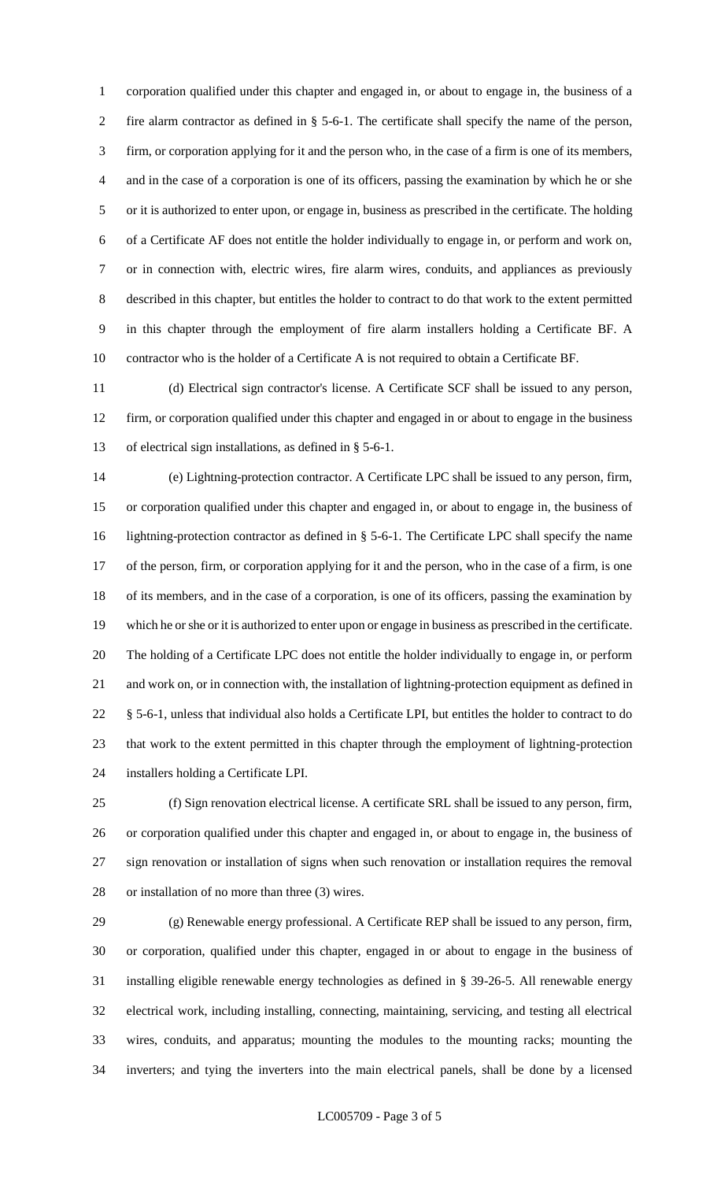corporation qualified under this chapter and engaged in, or about to engage in, the business of a fire alarm contractor as defined in § 5-6-1. The certificate shall specify the name of the person, firm, or corporation applying for it and the person who, in the case of a firm is one of its members, and in the case of a corporation is one of its officers, passing the examination by which he or she or it is authorized to enter upon, or engage in, business as prescribed in the certificate. The holding of a Certificate AF does not entitle the holder individually to engage in, or perform and work on, or in connection with, electric wires, fire alarm wires, conduits, and appliances as previously described in this chapter, but entitles the holder to contract to do that work to the extent permitted in this chapter through the employment of fire alarm installers holding a Certificate BF. A contractor who is the holder of a Certificate A is not required to obtain a Certificate BF.

(d) Electrical sign contractor's license. A Certificate SCF shall be issued to any person, firm, or corporation qualified under this chapter and engaged in or about to engage in the business of electrical sign installations, as defined in § 5-6-1.

(e) Lightning-protection contractor. A Certificate LPC shall be issued to any person, firm, or corporation qualified under this chapter and engaged in, or about to engage in, the business of lightning-protection contractor as defined in § 5-6-1. The Certificate LPC shall specify the name of the person, firm, or corporation applying for it and the person, who in the case of a firm, is one of its members, and in the case of a corporation, is one of its officers, passing the examination by which he or she or it is authorized to enter upon or engage in business as prescribed in the certificate. The holding of a Certificate LPC does not entitle the holder individually to engage in, or perform and work on, or in connection with, the installation of lightning-protection equipment as defined in § 5-6-1, unless that individual also holds a Certificate LPI, but entitles the holder to contract to do that work to the extent permitted in this chapter through the employment of lightning-protection installers holding a Certificate LPI.

(f) Sign renovation electrical license. A certificate SRL shall be issued to any person, firm, or corporation qualified under this chapter and engaged in, or about to engage in, the business of sign renovation or installation of signs when such renovation or installation requires the removal or installation of no more than three (3) wires.

(g) Renewable energy professional. A Certificate REP shall be issued to any person, firm, or corporation, qualified under this chapter, engaged in or about to engage in the business of installing eligible renewable energy technologies as defined in § 39-26-5. All renewable energy electrical work, including installing, connecting, maintaining, servicing, and testing all electrical wires, conduits, and apparatus; mounting the modules to the mounting racks; mounting the inverters; and tying the inverters into the main electrical panels, shall be done by a licensed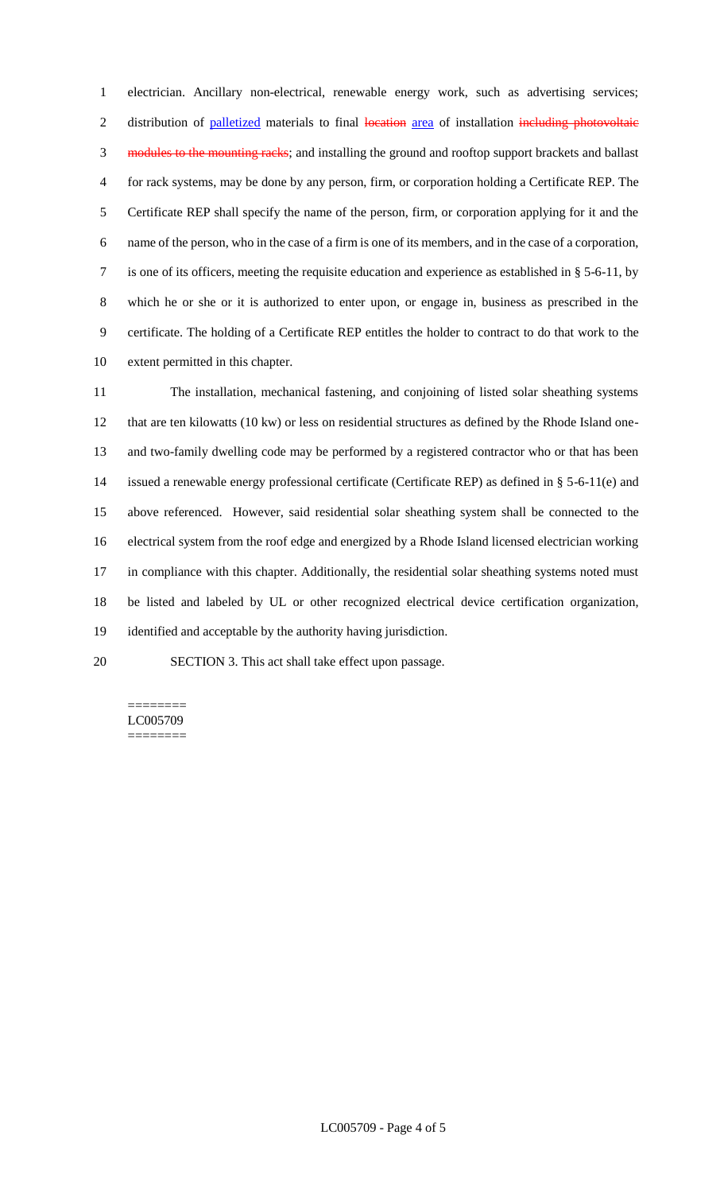electrician. Ancillary non-electrical, renewable energy work, such as advertising services; distribution of palletized materials to final ~~location~~ area of installation ~~including photovoltaic modules to the mounting racks~~; and installing the ground and rooftop support brackets and ballast for rack systems, may be done by any person, firm, or corporation holding a Certificate REP. The Certificate REP shall specify the name of the person, firm, or corporation applying for it and the name of the person, who in the case of a firm is one of its members, and in the case of a corporation, is one of its officers, meeting the requisite education and experience as established in § 5-6-11, by which he or she or it is authorized to enter upon, or engage in, business as prescribed in the certificate. The holding of a Certificate REP entitles the holder to contract to do that work to the extent permitted in this chapter.

The installation, mechanical fastening, and conjoining of listed solar sheathing systems that are ten kilowatts (10 kw) or less on residential structures as defined by the Rhode Island one- and two-family dwelling code may be performed by a registered contractor who or that has been issued a renewable energy professional certificate (Certificate REP) as defined in § 5-6-11(e) and above referenced. However, said residential solar sheathing system shall be connected to the electrical system from the roof edge and energized by a Rhode Island licensed electrician working in compliance with this chapter. Additionally, the residential solar sheathing systems noted must be listed and labeled by UL or other recognized electrical device certification organization, identified and acceptable by the authority having jurisdiction.

SECTION 3. This act shall take effect upon passage.

========
LC005709
========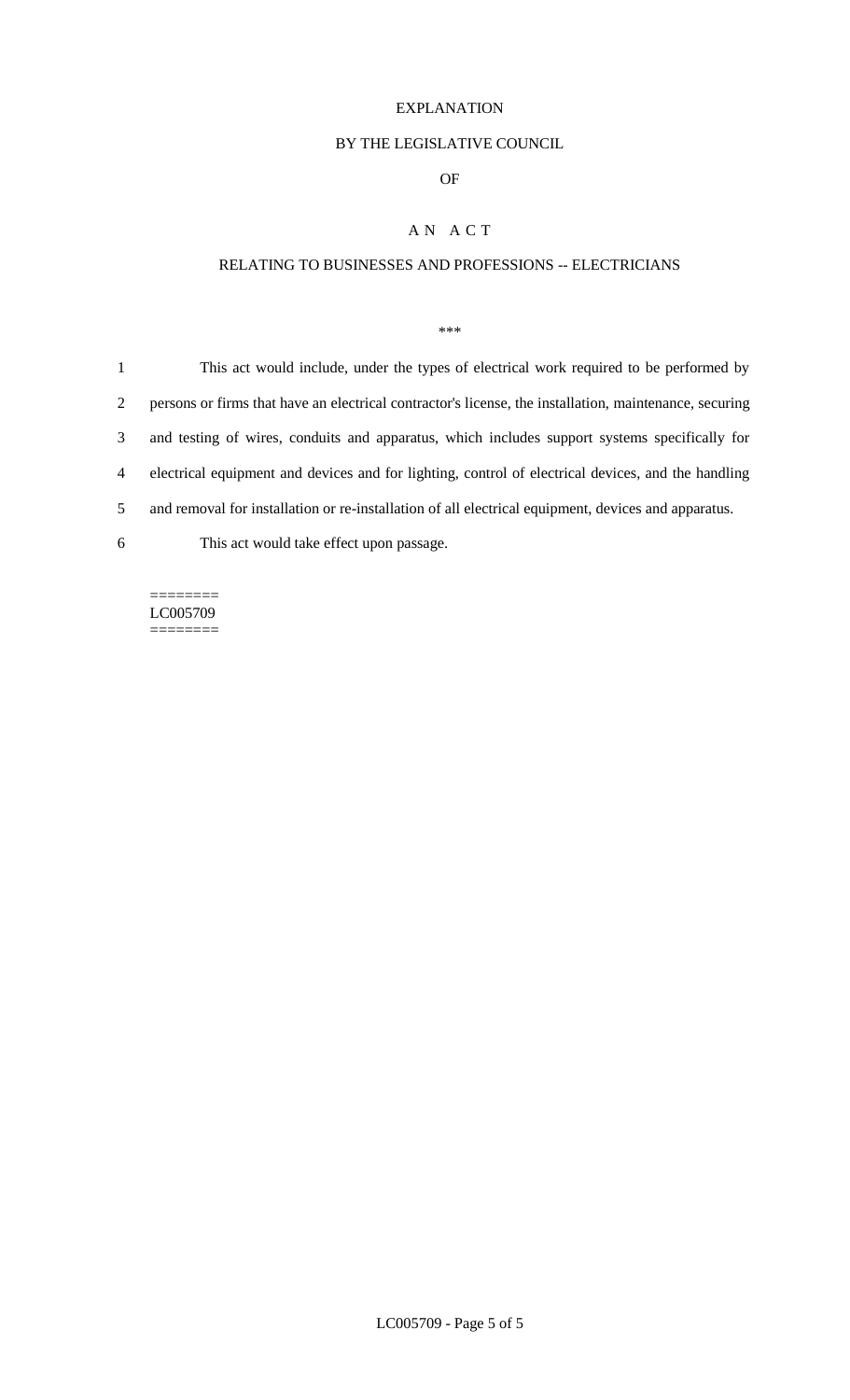EXPLANATION

BY THE LEGISLATIVE COUNCIL

OF

A N A C T

RELATING TO BUSINESSES AND PROFESSIONS -- ELECTRICIANS

\*\*\*

This act would include, under the types of electrical work required to be performed by persons or firms that have an electrical contractor's license, the installation, maintenance, securing and testing of wires, conduits and apparatus, which includes support systems specifically for electrical equipment and devices and for lighting, control of electrical devices, and the handling and removal for installation or re-installation of all electrical equipment, devices and apparatus.

This act would take effect upon passage.

========
LC005709
========